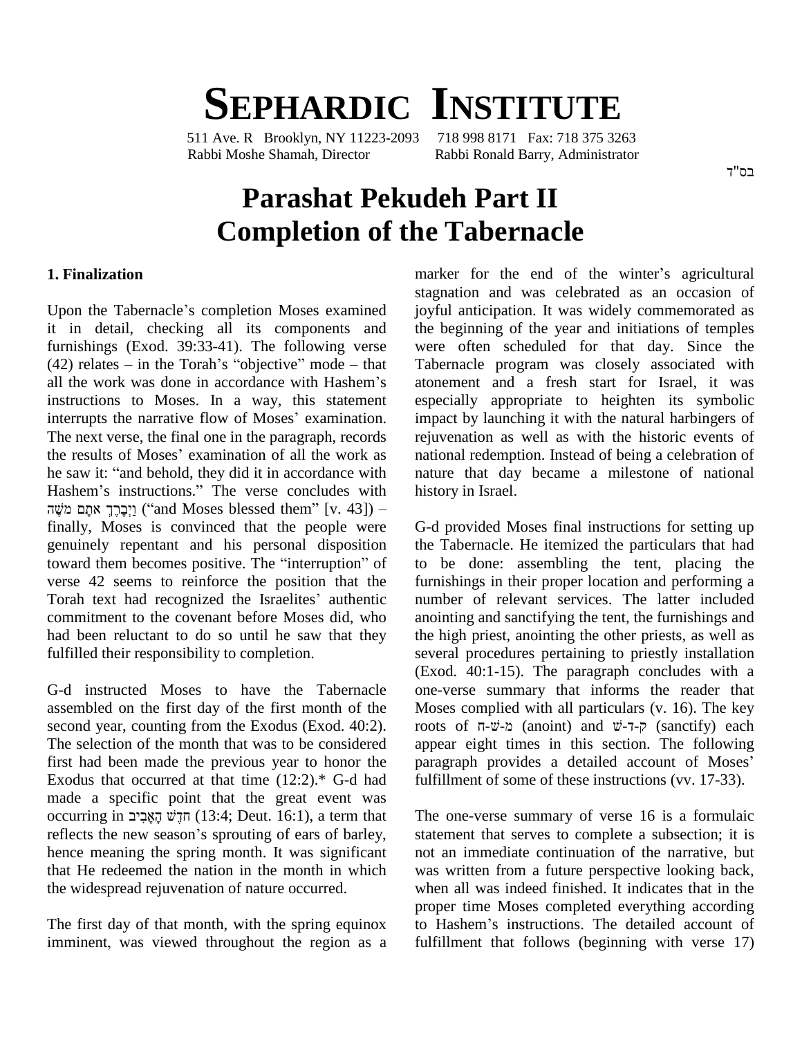# SEPHARDIC INSTITUTE

511 Ave. R Brooklyn, NY 11223-2093 718 998 8171 Fax: 718 375 3263
Rabbi Moshe Shamah, Director Rabbi Ronald Barry, Administrator

בס"ד

# Parashat Pekudeh Part II
# Completion of the Tabernacle

### 1. Finalization

Upon the Tabernacle's completion Moses examined it in detail, checking all its components and furnishings (Exod. 39:33-41). The following verse (42) relates – in the Torah's "objective" mode – that all the work was done in accordance with Hashem's instructions to Moses. In a way, this statement interrupts the narrative flow of Moses' examination. The next verse, the final one in the paragraph, records the results of Moses' examination of all the work as he saw it: "and behold, they did it in accordance with Hashem's instructions." The verse concludes with וַיְבָרֶךְ אֹתָם מֹשֶׁה ("and Moses blessed them" [v. 43]) – finally, Moses is convinced that the people were genuinely repentant and his personal disposition toward them becomes positive. The "interruption" of verse 42 seems to reinforce the position that the Torah text had recognized the Israelites' authentic commitment to the covenant before Moses did, who had been reluctant to do so until he saw that they fulfilled their responsibility to completion.

G-d instructed Moses to have the Tabernacle assembled on the first day of the first month of the second year, counting from the Exodus (Exod. 40:2). The selection of the month that was to be considered first had been made the previous year to honor the Exodus that occurred at that time (12:2).* G-d had made a specific point that the great event was occurring in חֹדֶשׁ הָאָבִיב (13:4; Deut. 16:1), a term that reflects the new season's sprouting of ears of barley, hence meaning the spring month. It was significant that He redeemed the nation in the month in which the widespread rejuvenation of nature occurred.

The first day of that month, with the spring equinox imminent, was viewed throughout the region as a marker for the end of the winter's agricultural stagnation and was celebrated as an occasion of joyful anticipation. It was widely commemorated as the beginning of the year and initiations of temples were often scheduled for that day. Since the Tabernacle program was closely associated with atonement and a fresh start for Israel, it was especially appropriate to heighten its symbolic impact by launching it with the natural harbingers of rejuvenation as well as with the historic events of national redemption. Instead of being a celebration of nature that day became a milestone of national history in Israel.

G-d provided Moses final instructions for setting up the Tabernacle. He itemized the particulars that had to be done: assembling the tent, placing the furnishings in their proper location and performing a number of relevant services. The latter included anointing and sanctifying the tent, the furnishings and the high priest, anointing the other priests, as well as several procedures pertaining to priestly installation (Exod. 40:1-15). The paragraph concludes with a one-verse summary that informs the reader that Moses complied with all particulars (v. 16). The key roots of מ-ש-ח (anoint) and ק-ד-ש (sanctify) each appear eight times in this section. The following paragraph provides a detailed account of Moses' fulfillment of some of these instructions (vv. 17-33).

The one-verse summary of verse 16 is a formulaic statement that serves to complete a subsection; it is not an immediate continuation of the narrative, but was written from a future perspective looking back, when all was indeed finished. It indicates that in the proper time Moses completed everything according to Hashem's instructions. The detailed account of fulfillment that follows (beginning with verse 17)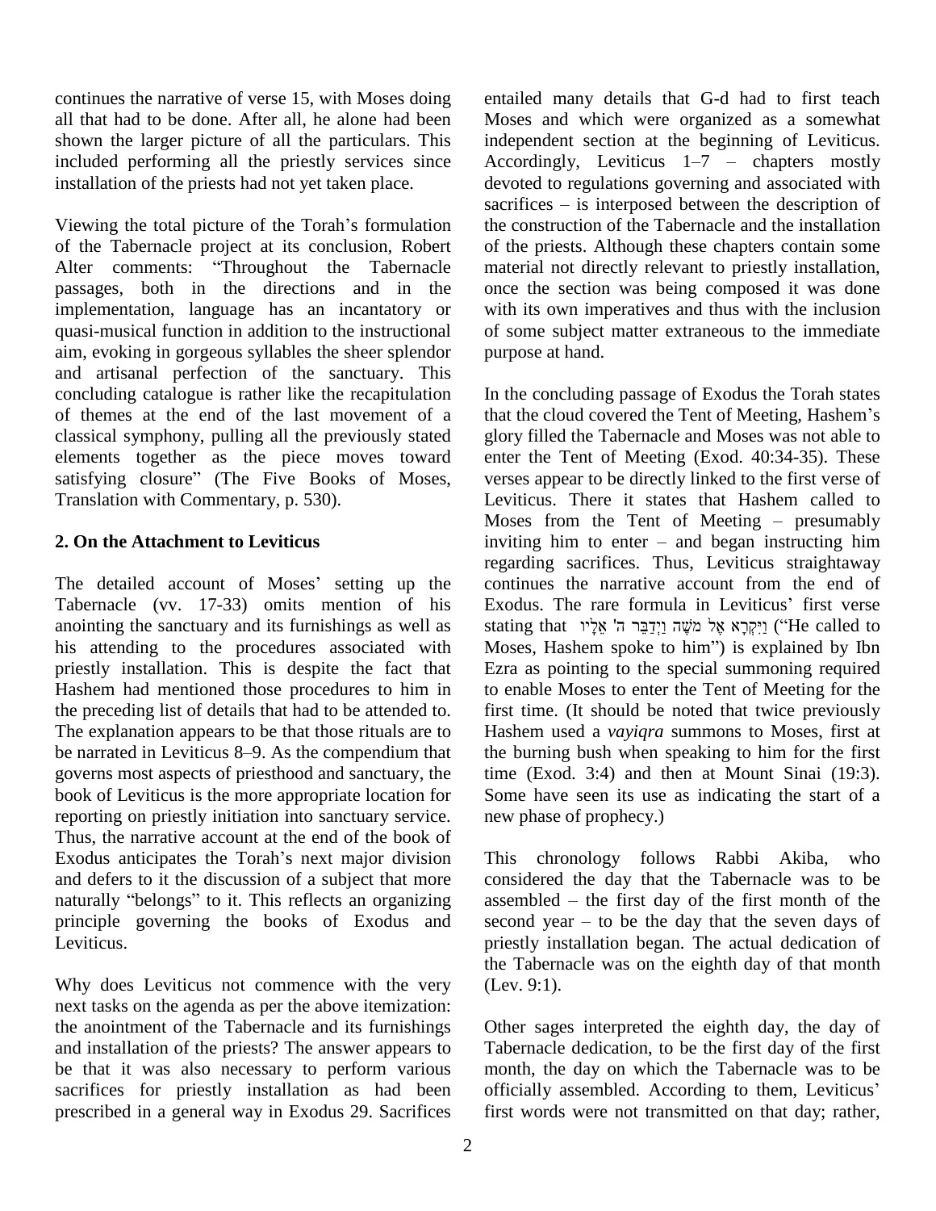continues the narrative of verse 15, with Moses doing all that had to be done. After all, he alone had been shown the larger picture of all the particulars. This included performing all the priestly services since installation of the priests had not yet taken place.

Viewing the total picture of the Torah's formulation of the Tabernacle project at its conclusion, Robert Alter comments: "Throughout the Tabernacle passages, both in the directions and in the implementation, language has an incantatory or quasi-musical function in addition to the instructional aim, evoking in gorgeous syllables the sheer splendor and artisanal perfection of the sanctuary. This concluding catalogue is rather like the recapitulation of themes at the end of the last movement of a classical symphony, pulling all the previously stated elements together as the piece moves toward satisfying closure" (The Five Books of Moses, Translation with Commentary, p. 530).

## 2. On the Attachment to Leviticus

The detailed account of Moses' setting up the Tabernacle (vv. 17-33) omits mention of his anointing the sanctuary and its furnishings as well as his attending to the procedures associated with priestly installation. This is despite the fact that Hashem had mentioned those procedures to him in the preceding list of details that had to be attended to. The explanation appears to be that those rituals are to be narrated in Leviticus 8–9. As the compendium that governs most aspects of priesthood and sanctuary, the book of Leviticus is the more appropriate location for reporting on priestly initiation into sanctuary service. Thus, the narrative account at the end of the book of Exodus anticipates the Torah's next major division and defers to it the discussion of a subject that more naturally "belongs" to it. This reflects an organizing principle governing the books of Exodus and Leviticus.

Why does Leviticus not commence with the very next tasks on the agenda as per the above itemization: the anointment of the Tabernacle and its furnishings and installation of the priests? The answer appears to be that it was also necessary to perform various sacrifices for priestly installation as had been prescribed in a general way in Exodus 29. Sacrifices entailed many details that G-d had to first teach Moses and which were organized as a somewhat independent section at the beginning of Leviticus. Accordingly, Leviticus 1–7 – chapters mostly devoted to regulations governing and associated with sacrifices – is interposed between the description of the construction of the Tabernacle and the installation of the priests. Although these chapters contain some material not directly relevant to priestly installation, once the section was being composed it was done with its own imperatives and thus with the inclusion of some subject matter extraneous to the immediate purpose at hand.

In the concluding passage of Exodus the Torah states that the cloud covered the Tent of Meeting, Hashem's glory filled the Tabernacle and Moses was not able to enter the Tent of Meeting (Exod. 40:34-35). These verses appear to be directly linked to the first verse of Leviticus. There it states that Hashem called to Moses from the Tent of Meeting – presumably inviting him to enter – and began instructing him regarding sacrifices. Thus, Leviticus straightaway continues the narrative account from the end of Exodus. The rare formula in Leviticus' first verse stating that וַיִּקְרָא אֶל מֹשֶׁה וַיְדַבֵּר ה' אֵלָיו ("He called to Moses, Hashem spoke to him") is explained by Ibn Ezra as pointing to the special summoning required to enable Moses to enter the Tent of Meeting for the first time. (It should be noted that twice previously Hashem used a *vayiqra* summons to Moses, first at the burning bush when speaking to him for the first time (Exod. 3:4) and then at Mount Sinai (19:3). Some have seen its use as indicating the start of a new phase of prophecy.)

This chronology follows Rabbi Akiba, who considered the day that the Tabernacle was to be assembled – the first day of the first month of the second year – to be the day that the seven days of priestly installation began. The actual dedication of the Tabernacle was on the eighth day of that month (Lev. 9:1).

Other sages interpreted the eighth day, the day of Tabernacle dedication, to be the first day of the first month, the day on which the Tabernacle was to be officially assembled. According to them, Leviticus' first words were not transmitted on that day; rather,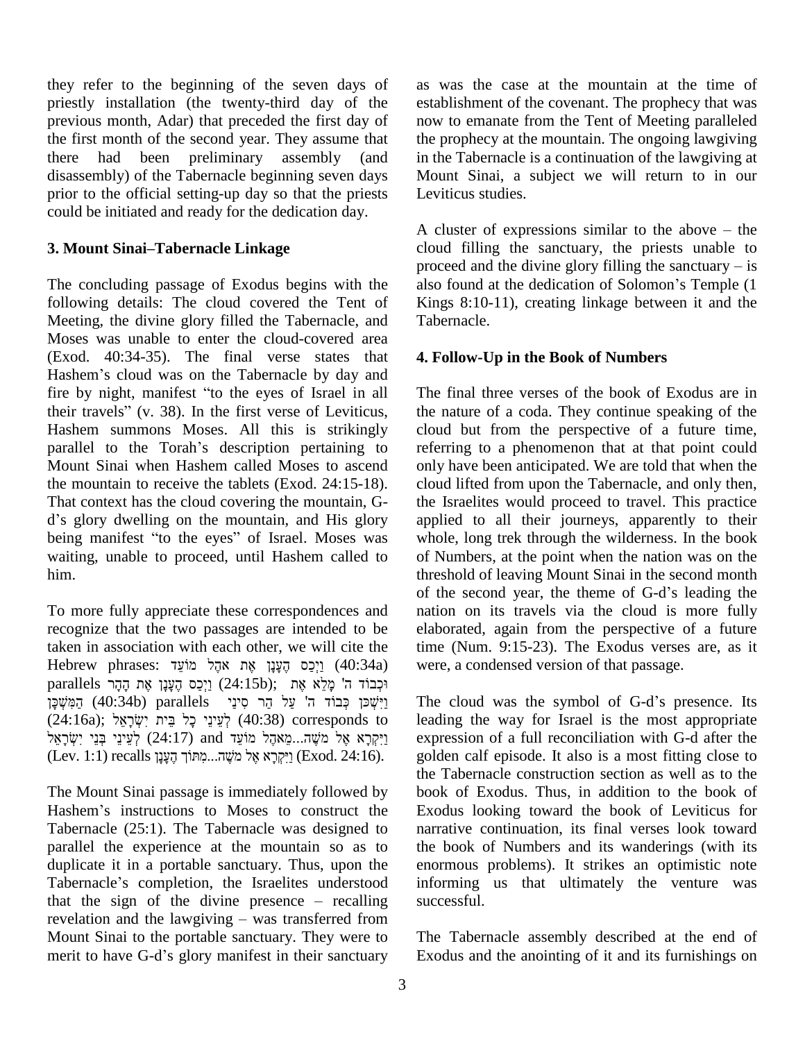they refer to the beginning of the seven days of priestly installation (the twenty-third day of the previous month, Adar) that preceded the first day of the first month of the second year. They assume that there had been preliminary assembly (and disassembly) of the Tabernacle beginning seven days prior to the official setting-up day so that the priests could be initiated and ready for the dedication day.

### 3. Mount Sinai–Tabernacle Linkage

The concluding passage of Exodus begins with the following details: The cloud covered the Tent of Meeting, the divine glory filled the Tabernacle, and Moses was unable to enter the cloud-covered area (Exod. 40:34-35). The final verse states that Hashem's cloud was on the Tabernacle by day and fire by night, manifest "to the eyes of Israel in all their travels" (v. 38). In the first verse of Leviticus, Hashem summons Moses. All this is strikingly parallel to the Torah's description pertaining to Mount Sinai when Hashem called Moses to ascend the mountain to receive the tablets (Exod. 24:15-18). That context has the cloud covering the mountain, G-d's glory dwelling on the mountain, and His glory being manifest "to the eyes" of Israel. Moses was waiting, unable to proceed, until Hashem called to him.

To more fully appreciate these correspondences and recognize that the two passages are intended to be taken in association with each other, we will cite the Hebrew phrases: וַיְכַס הֶעָנָן אֶת אֹהֶל מוֹעֵד (40:34a) parallels וַיְכַס הֶעָנָן אֶת הָהָר (24:15b); וּכְבוֹד ה' מָלֵא אֶת הַמִּשְׁכָּן (40:34b) parallels וַיִּשְׁכֹּן כְּבוֹד ה' עַל הַר סִינַי (24:16a); לְעֵינֵי כָל בֵּית יִשְׂרָאֵל (40:38) corresponds to לְעֵינֵי בְּנֵי יִשְׂרָאֵל (24:17) and וַיִּקְרָא אֶל מֹשֶׁה...מֵאֹהֶל מוֹעֵד (Lev. 1:1) recalls וַיִּקְרָא אֶל מֹשֶׁה...מִתּוֹךְ הֶעָנָן (Exod. 24:16).

The Mount Sinai passage is immediately followed by Hashem's instructions to Moses to construct the Tabernacle (25:1). The Tabernacle was designed to parallel the experience at the mountain so as to duplicate it in a portable sanctuary. Thus, upon the Tabernacle's completion, the Israelites understood that the sign of the divine presence – recalling revelation and the lawgiving – was transferred from Mount Sinai to the portable sanctuary. They were to merit to have G-d's glory manifest in their sanctuary as was the case at the mountain at the time of establishment of the covenant. The prophecy that was now to emanate from the Tent of Meeting paralleled the prophecy at the mountain. The ongoing lawgiving in the Tabernacle is a continuation of the lawgiving at Mount Sinai, a subject we will return to in our Leviticus studies.

A cluster of expressions similar to the above – the cloud filling the sanctuary, the priests unable to proceed and the divine glory filling the sanctuary – is also found at the dedication of Solomon's Temple (1 Kings 8:10-11), creating linkage between it and the Tabernacle.

### 4. Follow-Up in the Book of Numbers

The final three verses of the book of Exodus are in the nature of a coda. They continue speaking of the cloud but from the perspective of a future time, referring to a phenomenon that at that point could only have been anticipated. We are told that when the cloud lifted from upon the Tabernacle, and only then, the Israelites would proceed to travel. This practice applied to all their journeys, apparently to their whole, long trek through the wilderness. In the book of Numbers, at the point when the nation was on the threshold of leaving Mount Sinai in the second month of the second year, the theme of G-d's leading the nation on its travels via the cloud is more fully elaborated, again from the perspective of a future time (Num. 9:15-23). The Exodus verses are, as it were, a condensed version of that passage.

The cloud was the symbol of G-d's presence. Its leading the way for Israel is the most appropriate expression of a full reconciliation with G-d after the golden calf episode. It also is a most fitting close to the Tabernacle construction section as well as to the book of Exodus. Thus, in addition to the book of Exodus looking toward the book of Leviticus for narrative continuation, its final verses look toward the book of Numbers and its wanderings (with its enormous problems). It strikes an optimistic note informing us that ultimately the venture was successful.

The Tabernacle assembly described at the end of Exodus and the anointing of it and its furnishings on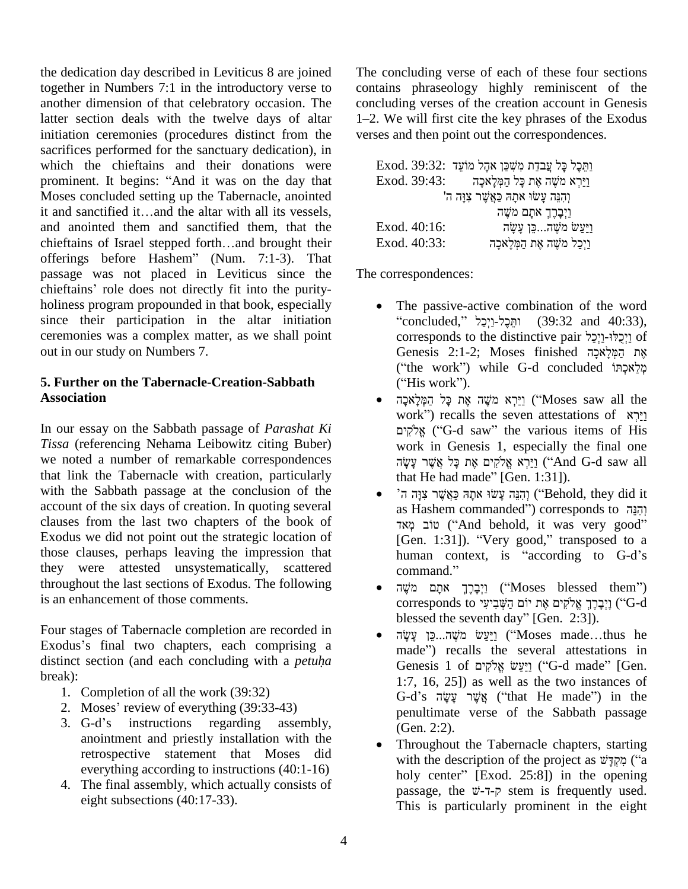the dedication day described in Leviticus 8 are joined together in Numbers 7:1 in the introductory verse to another dimension of that celebratory occasion. The latter section deals with the twelve days of altar initiation ceremonies (procedures distinct from the sacrifices performed for the sanctuary dedication), in which the chieftains and their donations were prominent. It begins: "And it was on the day that Moses concluded setting up the Tabernacle, anointed it and sanctified it…and the altar with all its vessels, and anointed them and sanctified them, that the chieftains of Israel stepped forth…and brought their offerings before Hashem" (Num. 7:1-3). That passage was not placed in Leviticus since the chieftains' role does not directly fit into the purity-holiness program propounded in that book, especially since their participation in the altar initiation ceremonies was a complex matter, as we shall point out in our study on Numbers 7.

## 5. Further on the Tabernacle-Creation-Sabbath Association

In our essay on the Sabbath passage of *Parashat Ki Tissa* (referencing Nehama Leibowitz citing Buber) we noted a number of remarkable correspondences that link the Tabernacle with creation, particularly with the Sabbath passage at the conclusion of the account of the six days of creation. In quoting several clauses from the last two chapters of the book of Exodus we did not point out the strategic location of those clauses, perhaps leaving the impression that they were attested unsystematically, scattered throughout the last sections of Exodus. The following is an enhancement of those comments.

Four stages of Tabernacle completion are recorded in Exodus's final two chapters, each comprising a distinct section (and each concluding with a *petuḥa* break):

1. Completion of all the work (39:32)
2. Moses' review of everything (39:33-43)
3. G-d's instructions regarding assembly, anointment and priestly installation with the retrospective statement that Moses did everything according to instructions (40:1-16)
4. The final assembly, which actually consists of eight subsections (40:17-33).

The concluding verse of each of these four sections contains phraseology highly reminiscent of the concluding verses of the creation account in Genesis 1–2. We will first cite the key phrases of the Exodus verses and then point out the correspondences.

| | |
|---|---|
| Exod. 39:32: | וַתֵּכֶל כָּל עֲבֹדַת מִשְׁכַּן אֹהֶל מוֹעֵד |
| Exod. 39:43: | וַיַּרְא מֹשֶׁה אֶת כָּל הַמְּלָאכָה |
| | וְהִנֵּה עָשׂוּ אֹתָהּ כַּאֲשֶׁר צִוָּה ה' |
| | וַיְבָרֶךְ אֹתָם מֹשֶׁה |
| Exod. 40:16: | וַיַּעַשׂ מֹשֶׁה...כֵּן עָשָׂה |
| Exod. 40:33: | וַיְכַל מֹשֶׁה אֶת הַמְּלָאכָה |

The correspondences:

- The passive-active combination of the word "concluded," וּתְּכֶל-וַיְכַל (39:32 and 40:33), corresponds to the distinctive pair וַיְכֻלּוּ-וַיְכַל of Genesis 2:1-2; Moses finished אֶת הַמְּלָאכָה ("the work") while G-d concluded מְלַאכְתּוֹ ("His work").
- וַיַּרְא מֹשֶׁה אֶת כָּל הַמְּלָאכָה ("Moses saw all the work") recalls the seven attestations of וַיַּרְא אֱלֹקִים ("G-d saw" the various items of His work in Genesis 1, especially the final one וַיַּרְא אֱלֹקִים אֶת כָּל אֲשֶׁר עָשָׂה ("And G-d saw all that He had made" [Gen. 1:31]).
- וְהִנֵּה עָשׂוּ אֹתָהּ כַּאֲשֶׁר צִוָּה ה' ("Behold, they did it as Hashem commanded") corresponds to וְהִנֵּה טוֹב מְאֹד ("And behold, it was very good" [Gen. 1:31]). "Very good," transposed to a human context, is "according to G-d's command."
- וַיְבָרֶךְ אֹתָם מֹשֶׁה ("Moses blessed them") corresponds to וַיְבָרֶךְ אֱלֹקִים אֶת יוֹם הַשְּׁבִיעִי ("G-d blessed the seventh day" [Gen. 2:3]).
- וַיַּעַשׂ מֹשֶׁה...כֵּן עָשָׂה ("Moses made…thus he made") recalls the several attestations in Genesis 1 of וַיַּעַשׂ אֱלֹקִים ("G-d made" [Gen. 1:7, 16, 25]) as well as the two instances of G-d's אֲשֶׁר עָשָׂה ("that He made") in the penultimate verse of the Sabbath passage (Gen. 2:2).
- Throughout the Tabernacle chapters, starting with the description of the project as מִקְדָּשׁ ("a holy center" [Exod. 25:8]) in the opening passage, the ק-ד-שׁ stem is frequently used. This is particularly prominent in the eight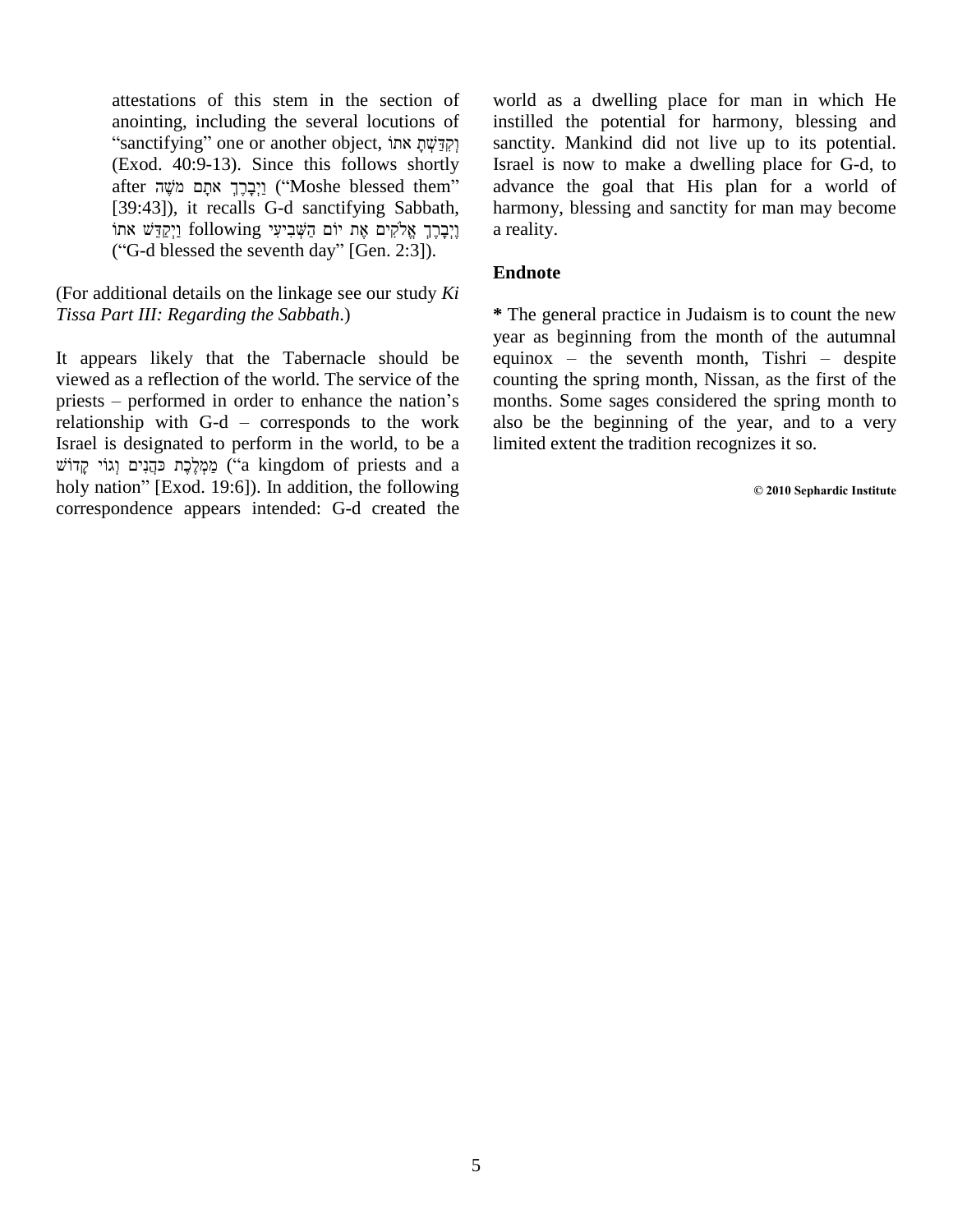attestations of this stem in the section of anointing, including the several locutions of "sanctifying" one or another object, וְקִדַּשְׁתָּ אתוֹ (Exod. 40:9-13). Since this follows shortly after וַיְבָרֶךְ אֹתָם מֹשֶׁה ("Moshe blessed them" [39:43]), it recalls G-d sanctifying Sabbath, וַיְבָרֶךְ אֱלֹקִים אֶת יוֹם הַשְּׁבִיעִי following וַיְקַדֵּשׁ אתוֹ ("G-d blessed the seventh day" [Gen. 2:3]).

(For additional details on the linkage see our study *Ki Tissa Part III: Regarding the Sabbath*.)

It appears likely that the Tabernacle should be viewed as a reflection of the world. The service of the priests – performed in order to enhance the nation's relationship with G-d – corresponds to the work Israel is designated to perform in the world, to be a מַמְלֶכֶת כֹּהֲנִים וְגוֹי קָדוֹשׁ ("a kingdom of priests and a holy nation" [Exod. 19:6]). In addition, the following correspondence appears intended: G-d created the world as a dwelling place for man in which He instilled the potential for harmony, blessing and sanctity. Mankind did not live up to its potential. Israel is now to make a dwelling place for G-d, to advance the goal that His plan for a world of harmony, blessing and sanctity for man may become a reality.

## Endnote

**\*** The general practice in Judaism is to count the new year as beginning from the month of the autumnal equinox – the seventh month, Tishri – despite counting the spring month, Nissan, as the first of the months. Some sages considered the spring month to also be the beginning of the year, and to a very limited extent the tradition recognizes it so.

**© 2010 Sephardic Institute**